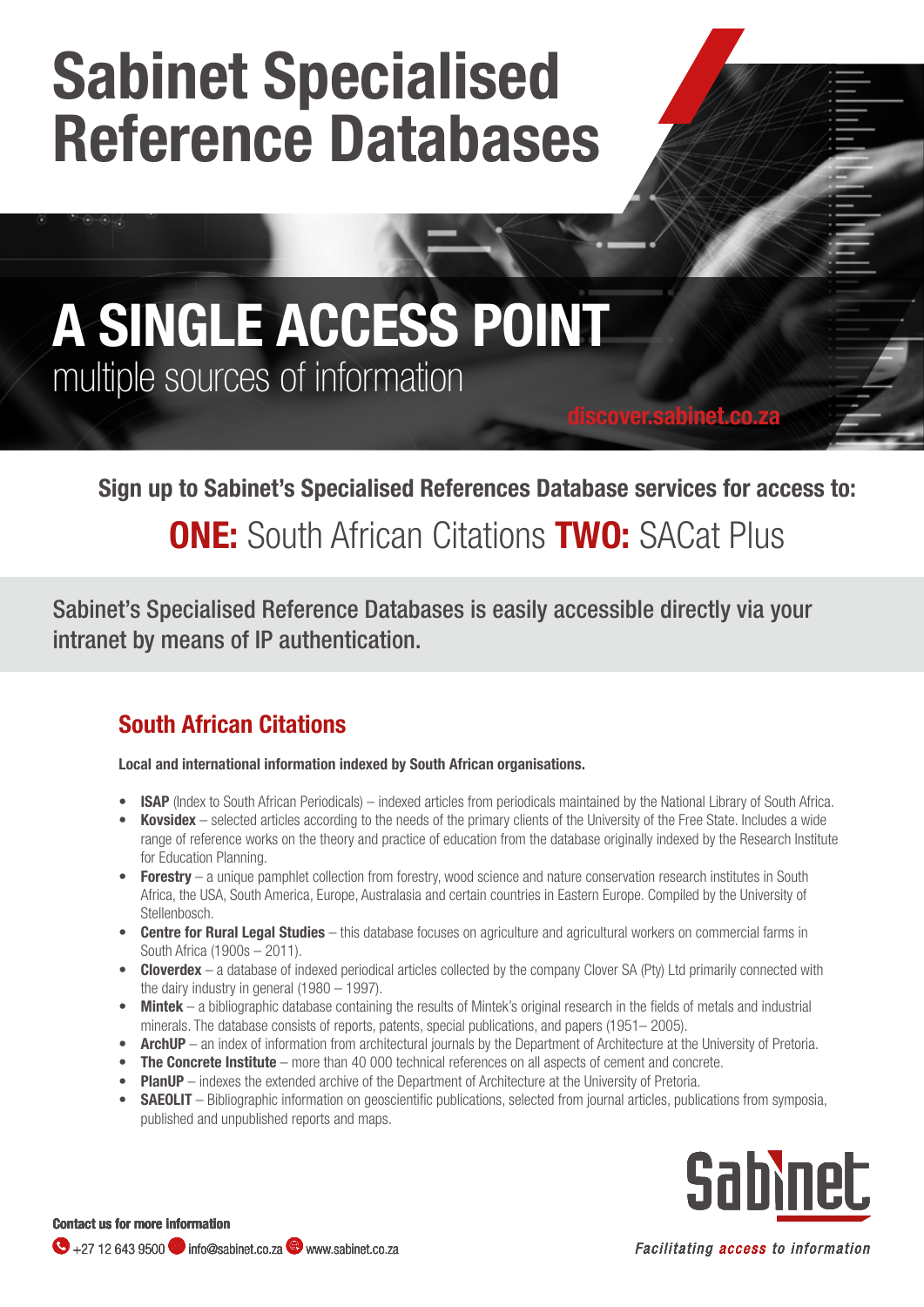# Sabinet Specialised Reference Databases

## A SINGLE ACCESS POINT

multiple sources of information

discover.sabinet.co.za

**Sign up to Sabinet's Specialised References Database services for access to:**

**ONE:** South African Citations **TWO:** SACat Plus

Sabinet's Specialised Reference Databases is easily accessible directly via your intranet by means of IP authentication.

## South African Citations

**Local and international information indexed by South African organisations.**

- **ISAP** (Index to South African Periodicals) – indexed articles from periodicals maintained by the National Library of South Africa.
- **Kovsidex** – selected articles according to the needs of the primary clients of the University of the Free State. Includes a wide range of reference works on the theory and practice of education from the database originally indexed by the Research Institute for Education Planning.
- **Forestry** – a unique pamphlet collection from forestry, wood science and nature conservation research institutes in South Africa, the USA, South America, Europe, Australasia and certain countries in Eastern Europe. Compiled by the University of Stellenbosch.
- **Centre for Rural Legal Studies** – this database focuses on agriculture and agricultural workers on commercial farms in South Africa (1900s – 2011).
- **Cloverdex** – a database of indexed periodical articles collected by the company Clover SA (Pty) Ltd primarily connected with the dairy industry in general (1980 – 1997).
- **Mintek** – a bibliographic database containing the results of Mintek's original research in the fields of metals and industrial minerals. The database consists of reports, patents, special publications, and papers (1951– 2005).
- **ArchUP** – an index of information from architectural journals by the Department of Architecture at the University of Pretoria.
- **The Concrete Institute** – more than 40 000 technical references on all aspects of cement and concrete.
- **PlanUP** – indexes the extended archive of the Department of Architecture at the University of Pretoria.
- **SAEOLIT** – Bibliographic information on geoscientific publications, selected from journal articles, publications from symposia, published and unpublished reports and maps.

**Contact us for more information**

+27 12 643 9500 info@sabinet.co.za www.sabinet.co.za

Sabinet

*Facilitating access to information*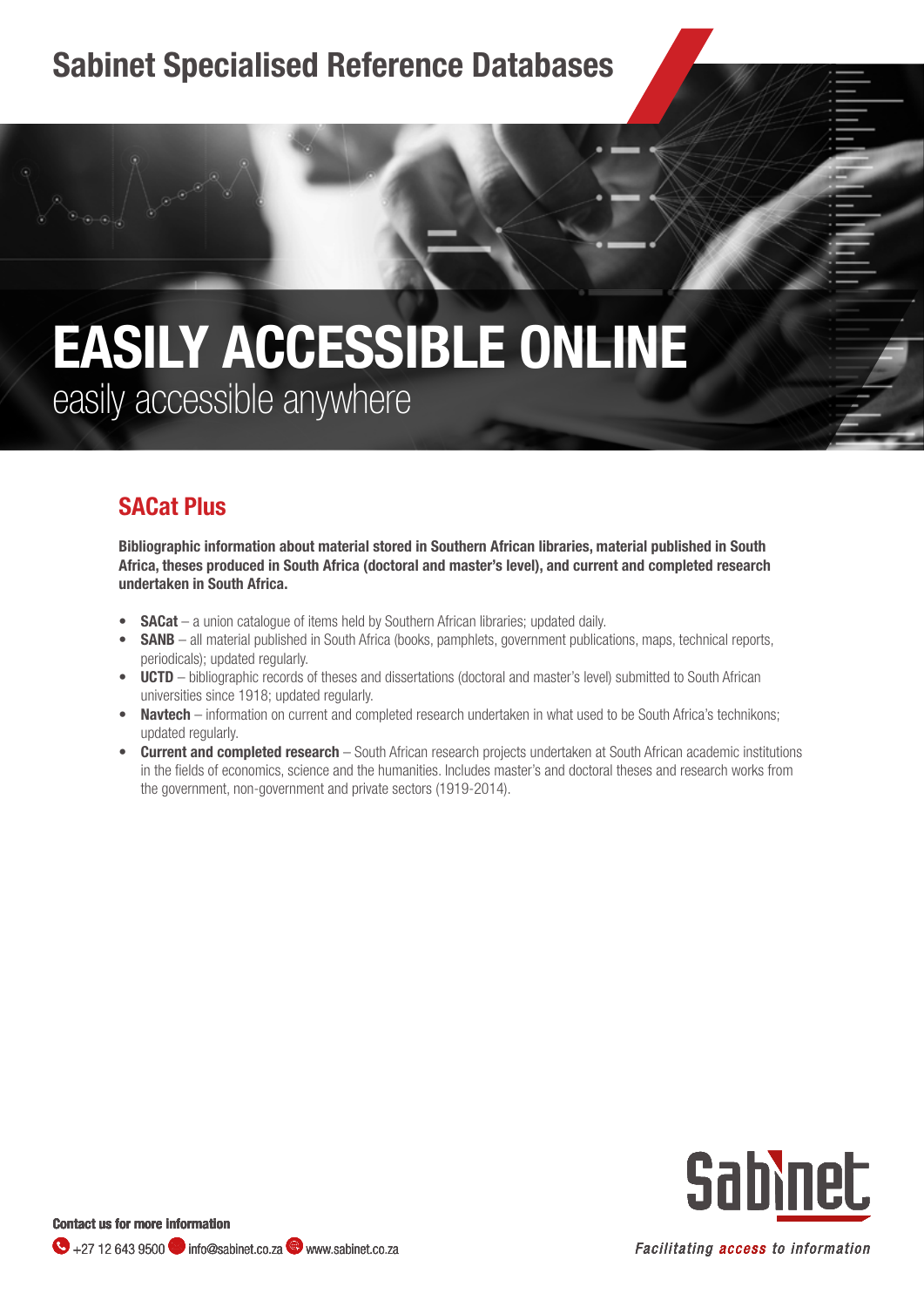# Sabinet Specialised Reference Databases

# EASILY ACCESSIBLE ONLINE

easily accessible anywhere

## SACat Plus

**Bibliographic information about material stored in Southern African libraries, material published in South Africa, theses produced in South Africa (doctoral and master's level), and current and completed research undertaken in South Africa.**

- **SACat** – a union catalogue of items held by Southern African libraries; updated daily.
- **SANB** – all material published in South Africa (books, pamphlets, government publications, maps, technical reports, periodicals); updated regularly.
- **UCTD** – bibliographic records of theses and dissertations (doctoral and master's level) submitted to South African universities since 1918; updated regularly.
- **Navtech** – information on current and completed research undertaken in what used to be South Africa's technikons; updated regularly.
- **Current and completed research** – South African research projects undertaken at South African academic institutions in the fields of economics, science and the humanities. Includes master's and doctoral theses and research works from the government, non-government and private sectors (1919-2014).

**Contact us for more information**

+27 12 643 9500 info@sabinet.co.za www.sabinet.co.za

Sabinet

*Facilitating access to information*